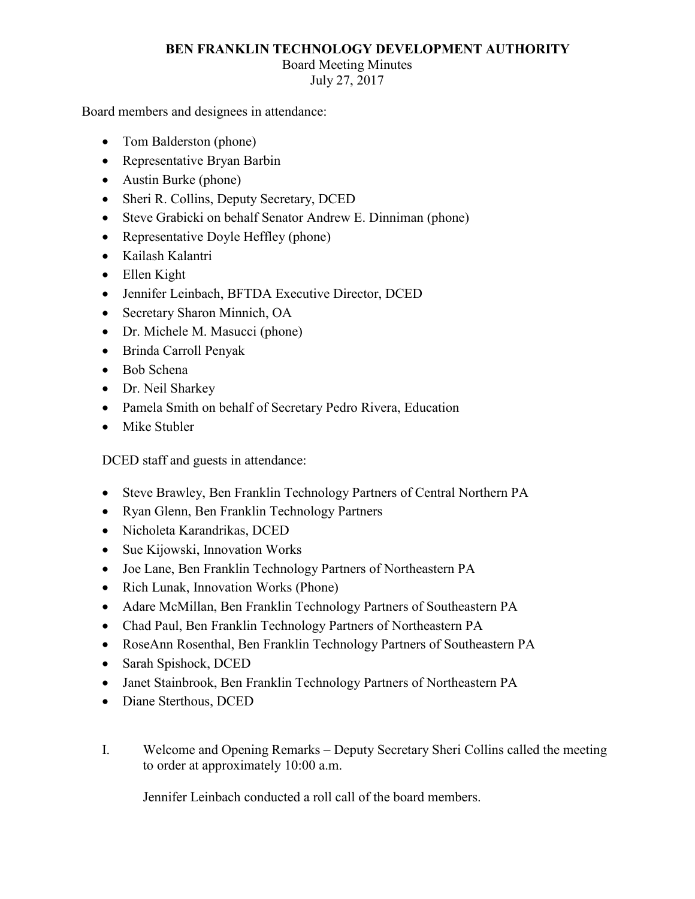# BEN FRANKLIN TECHNOLOGY DEVELOPMENT AUTHORITY

Board Meeting Minutes
July 27, 2017

Board members and designees in attendance:

- Tom Balderston (phone)
- Representative Bryan Barbin
- Austin Burke (phone)
- Sheri R. Collins, Deputy Secretary, DCED
- Steve Grabicki on behalf Senator Andrew E. Dinniman (phone)
- Representative Doyle Heffley (phone)
- Kailash Kalantri
- Ellen Kight
- Jennifer Leinbach, BFTDA Executive Director, DCED
- Secretary Sharon Minnich, OA
- Dr. Michele M. Masucci (phone)
- Brinda Carroll Penyak
- Bob Schena
- Dr. Neil Sharkey
- Pamela Smith on behalf of Secretary Pedro Rivera, Education
- Mike Stubler

DCED staff and guests in attendance:

- Steve Brawley, Ben Franklin Technology Partners of Central Northern PA
- Ryan Glenn, Ben Franklin Technology Partners
- Nicholeta Karandrikas, DCED
- Sue Kijowski, Innovation Works
- Joe Lane, Ben Franklin Technology Partners of Northeastern PA
- Rich Lunak, Innovation Works (Phone)
- Adare McMillan, Ben Franklin Technology Partners of Southeastern PA
- Chad Paul, Ben Franklin Technology Partners of Northeastern PA
- RoseAnn Rosenthal, Ben Franklin Technology Partners of Southeastern PA
- Sarah Spishock, DCED
- Janet Stainbrook, Ben Franklin Technology Partners of Northeastern PA
- Diane Sterthous, DCED

I. Welcome and Opening Remarks – Deputy Secretary Sheri Collins called the meeting to order at approximately 10:00 a.m.

Jennifer Leinbach conducted a roll call of the board members.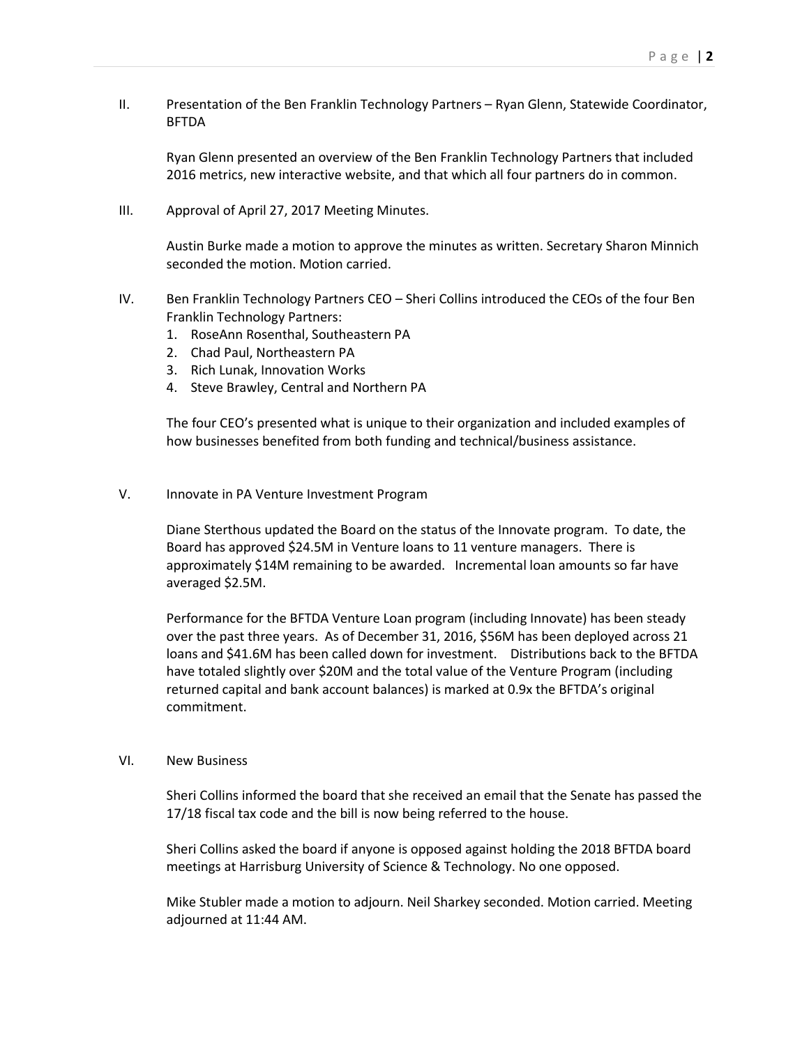II. Presentation of the Ben Franklin Technology Partners – Ryan Glenn, Statewide Coordinator, BFTDA

Ryan Glenn presented an overview of the Ben Franklin Technology Partners that included 2016 metrics, new interactive website, and that which all four partners do in common.

III. Approval of April 27, 2017 Meeting Minutes.

Austin Burke made a motion to approve the minutes as written. Secretary Sharon Minnich seconded the motion. Motion carried.

IV. Ben Franklin Technology Partners CEO – Sheri Collins introduced the CEOs of the four Ben Franklin Technology Partners:

1. RoseAnn Rosenthal, Southeastern PA
2. Chad Paul, Northeastern PA
3. Rich Lunak, Innovation Works
4. Steve Brawley, Central and Northern PA

The four CEO's presented what is unique to their organization and included examples of how businesses benefited from both funding and technical/business assistance.

V. Innovate in PA Venture Investment Program

Diane Sterthous updated the Board on the status of the Innovate program. To date, the Board has approved $24.5M in Venture loans to 11 venture managers. There is approximately $14M remaining to be awarded. Incremental loan amounts so far have averaged $2.5M.

Performance for the BFTDA Venture Loan program (including Innovate) has been steady over the past three years. As of December 31, 2016, $56M has been deployed across 21 loans and $41.6M has been called down for investment. Distributions back to the BFTDA have totaled slightly over $20M and the total value of the Venture Program (including returned capital and bank account balances) is marked at 0.9x the BFTDA's original commitment.

VI. New Business

Sheri Collins informed the board that she received an email that the Senate has passed the 17/18 fiscal tax code and the bill is now being referred to the house.

Sheri Collins asked the board if anyone is opposed against holding the 2018 BFTDA board meetings at Harrisburg University of Science & Technology. No one opposed.

Mike Stubler made a motion to adjourn. Neil Sharkey seconded. Motion carried. Meeting adjourned at 11:44 AM.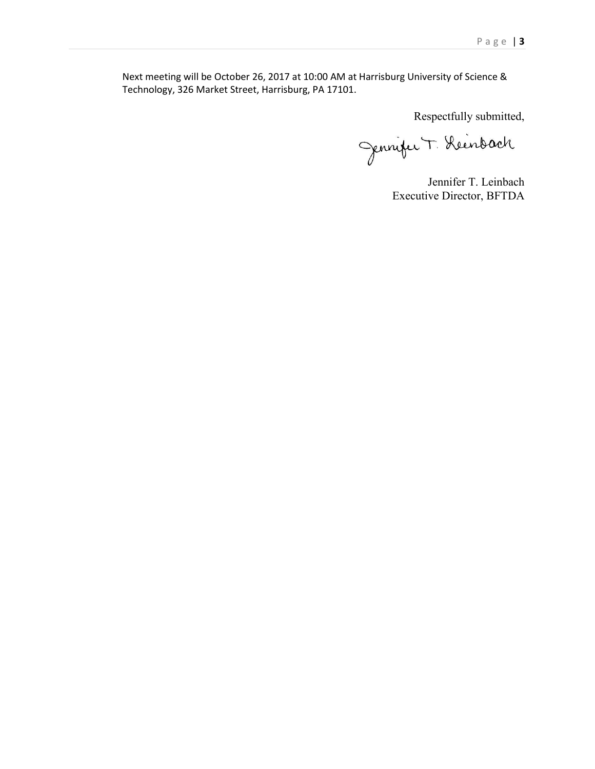Next meeting will be October 26, 2017 at 10:00 AM at Harrisburg University of Science & Technology, 326 Market Street, Harrisburg, PA 17101.

Respectfully submitted,

Jennifer T. Leinbach

Jennifer T. Leinbach
Executive Director, BFTDA